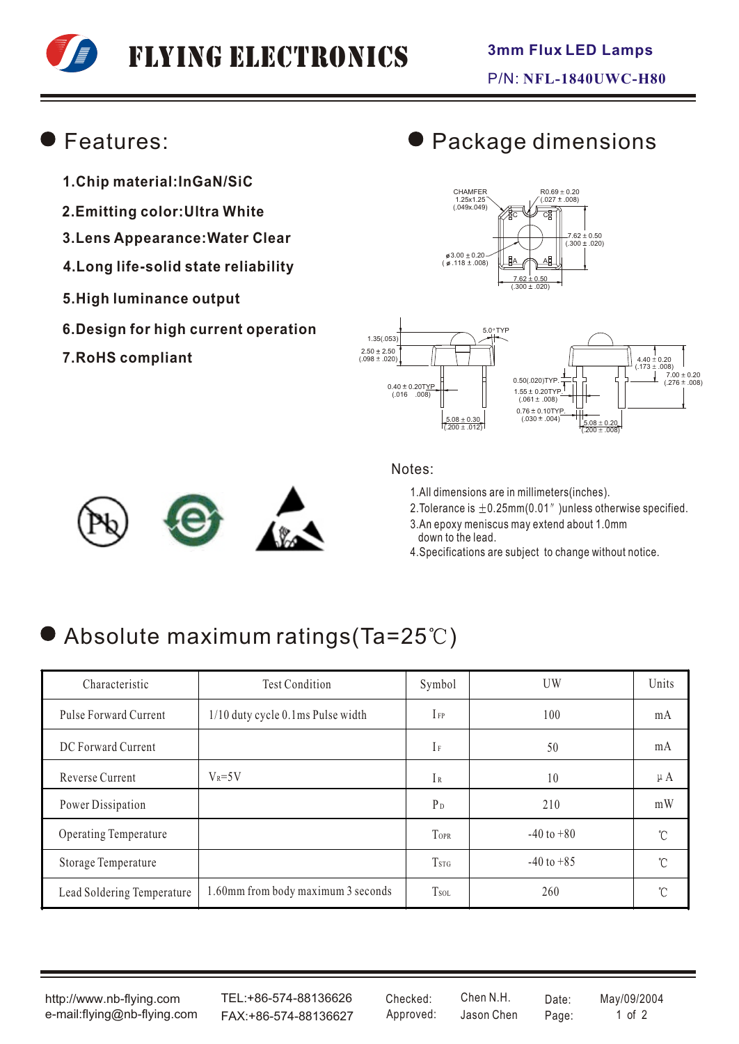# FLYING ELECTRONICS

**3mm Flux LED Lamps**

P/N: **NFL-1840UWC-H80**

## Features:

1. **Chip material:InGaN/SiC**
2. **Emitting color:Ultra White**
3. **Lens Appearance:Water Clear**
4. **Long life-solid state reliability**
5. **High luminance output**
6. **Design for high current operation**
7. **RoHS compliant**

## Package dimensions

CHAMFER 1.25x1.25 (.049x.049)

R0.69 ± 0.20 (.027 ± .008)

7.62 ± 0.50 (.300 ± .020)

ø3.00 ± 0.20 (ø.118 ± .008)

7.62 ± 0.50 (.300 ± .020)

1.35(.053)

2.50 ± 2.50 (.098 ± .020)

5.0° TYP

0.40 ± 0.20TYP (.016 .008)

5.08 ± 0.30 (.200 ± .012)

4.40 ± 0.20 (.173 ± .008)

7.00 ± 0.20 (.276 ± .008)

0.50(.020)TYP

1.55 ± 0.20TYP (.061 ± .008)

0.76 ± 0.10TYP (.030 ± .004)

5.08 ± 0.20 (.200 ± .008)

Notes:

1. All dimensions are in millimeters(inches).
2. Tolerance is ±0.25mm(0.01″)unless otherwise specified.
3. An epoxy meniscus may extend about 1.0mm down to the lead.
4. Specifications are subject to change without notice.

## Absolute maximum ratings(Ta=25℃)

| Characteristic | Test Condition | Symbol | UW | Units |
|---|---|---|---|---|
| Pulse Forward Current | 1/10 duty cycle 0.1ms Pulse width | $I_{FP}$ | 100 | mA |
| DC Forward Current | | $I_F$ | 50 | mA |
| Reverse Current | $V_R$=5V | $I_R$ | 10 | μA |
| Power Dissipation | | $P_D$ | 210 | mW |
| Operating Temperature | | $T_{OPR}$ | -40 to +80 | ℃ |
| Storage Temperature | | $T_{STG}$ | -40 to +85 | ℃ |
| Lead Soldering Temperature | 1.60mm from body maximum 3 seconds | $T_{SOL}$ | 260 | ℃ |

http://www.nb-flying.com
e-mail:flying@nb-flying.com

TEL:+86-574-88136626
FAX:+86-574-88136627

Checked: Chen N.H.
Approved: Jason Chen

Date: May/09/2004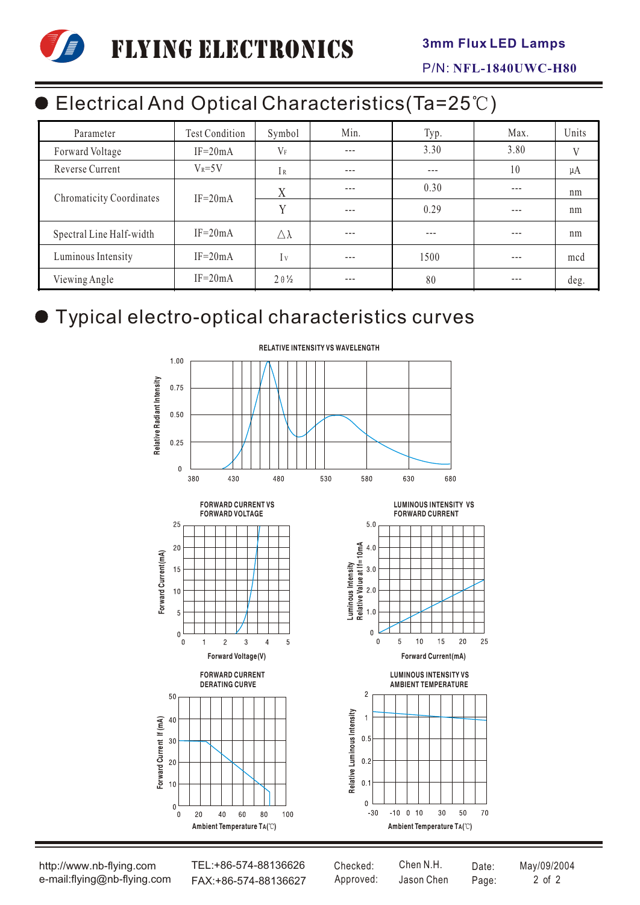FLYING ELECTRONICS

3mm Flux LED Lamps

P/N: NFL-1840UWC-H80

## ● Electrical And Optical Characteristics(Ta=25℃)

| Parameter | Test Condition | Symbol | Min. | Typ. | Max. | Units |
|---|---|---|---|---|---|---|
| Forward Voltage | IF=20mA | $V_F$ | --- | 3.30 | 3.80 | V |
| Reverse Current | $V_R$=5V | $I_R$ | --- | --- | 10 | μA |
| Chromaticity Coordinates | IF=20mA | X | --- | 0.30 | --- | nm |
| | | Y | --- | 0.29 | --- | nm |
| Spectral Line Half-width | IF=20mA | △λ | --- | --- | --- | nm |
| Luminous Intensity | IF=20mA | $I_V$ | --- | 1500 | --- | mcd |
| Viewing Angle | IF=20mA | 2θ½ | --- | 80 | --- | deg. |

## ● Typical electro-optical characteristics curves

RELATIVE INTENSITY VS WAVELENGTH

Relative Radiant Intensity

1.00
0.75
0.50
0.25
0

380 430 480 530 580 630 680

FORWARD CURRENT VS FORWARD VOLTAGE

Forward Current(mA)

25
20
15
10
5
0

0 1 2 3 4 5

Forward Voltage(V)

LUMINOUS INTENSITY VS FORWARD CURRENT

Luminous Intensity Relative Value at If=10mA

5.0
4.0
3.0
2.0
1.0
0

0 5 10 15 20 25

Forward Current(mA)

FORWARD CURRENT DERATING CURVE

Forward Current If (mA)

50
40
30
20
10
0

0 20 40 60 80 100

Ambient Temperature TA(℃)

LUMINOUS INTENSITY VS AMBIENT TEMPERATURE

Relative Luminous Intensity

2
1
0.5
0.2
0.1
0

-30 -10 0 10 30 50 70

Ambient Temperature TA(℃)

http://www.nb-flying.com
e-mail:flying@nb-flying.com

TEL:+86-574-88136626
FAX:+86-574-88136627

Checked: Chen N.H.
Approved: Jason Chen

Date: May/09/2004